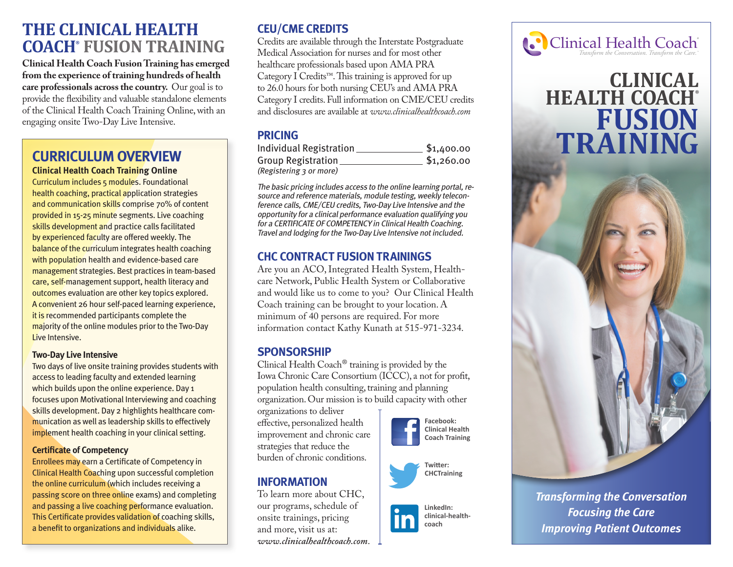# THE CLINICAL HEALTH COACH® FUSION TRAINING

**Clinical Health Coach Fusion Training has emerged from the experience of training hundreds of health care professionals across the country.** Our goal is to provide the flexibility and valuable standalone elements of the Clinical Health Coach Training Online, with an engaging onsite Two-Day Live Intensive.

## CURRICULUM OVERVIEW

### Clinical Health Coach Training Online

Curriculum includes 5 modules. Foundational health coaching, practical application strategies and communication skills comprise 70% of content provided in 15-25 minute segments. Live coaching skills development and practice calls facilitated by experienced faculty are offered weekly. The balance of the curriculum integrates health coaching with population health and evidence-based care management strategies. Best practices in team-based care, self-management support, health literacy and outcomes evaluation are other key topics explored. A convenient 26 hour self-paced learning experience, it is recommended participants complete the majority of the online modules prior to the Two-Day Live Intensive.

### Two-Day Live Intensive

Two days of live onsite training provides students with access to leading faculty and extended learning which builds upon the online experience. Day 1 focuses upon Motivational Interviewing and coaching skills development. Day 2 highlights healthcare communication as well as leadership skills to effectively implement health coaching in your clinical setting.

### Certificate of Competency

Enrollees may earn a Certificate of Competency in Clinical Health Coaching upon successful completion the online curriculum (which includes receiving a passing score on three online exams) and completing and passing a live coaching performance evaluation. This Certificate provides validation of coaching skills, a benefit to organizations and individuals alike.

## CEU/CME CREDITS

Credits are available through the Interstate Postgraduate Medical Association for nurses and for most other healthcare professionals based upon AMA PRA Category I Credits™. This training is approved for up to 26.0 hours for both nursing CEU's and AMA PRA Category I credits. Full information on CME/CEU credits and disclosures are available at *www.clinicalhealthcoach.com*

## PRICING

| | |
|---|---|
| Individual Registration | $1,400.00 |
| Group Registration *(Registering 3 or more)* | $1,260.00 |

*The basic pricing includes access to the online learning portal, resource and reference materials, module testing, weekly teleconference calls, CME/CEU credits, Two-Day Live Intensive and the opportunity for a clinical performance evaluation qualifying you for a CERTIFICATE OF COMPETENCY in Clinical Health Coaching. Travel and lodging for the Two-Day Live Intensive not included.*

## CHC CONTRACT FUSION TRAININGS

Are you an ACO, Integrated Health System, Healthcare Network, Public Health System or Collaborative and would like us to come to you? Our Clinical Health Coach training can be brought to your location. A minimum of 40 persons are required. For more information contact Kathy Kunath at 515-971-3234.

## SPONSORSHIP

Clinical Health Coach® training is provided by the Iowa Chronic Care Consortium (ICCC), a not for profit, population health consulting, training and planning organization. Our mission is to build capacity with other organizations to deliver effective, personalized health improvement and chronic care strategies that reduce the burden of chronic conditions.

## INFORMATION

To learn more about CHC, our programs, schedule of onsite trainings, pricing and more, visit us at: *www.clinicalhealthcoach.com*.

**Facebook:** Clinical Health Coach Training

**Twitter:** CHCTraining

**LinkedIn:** clinical-health-coach

Clinical Health Coach®

*Transform the Conversation. Transform the Care.™*

# CLINICAL HEALTH COACH® FUSION TRAINING

***Transforming the Conversation***
***Focusing the Care***
***Improving Patient Outcomes***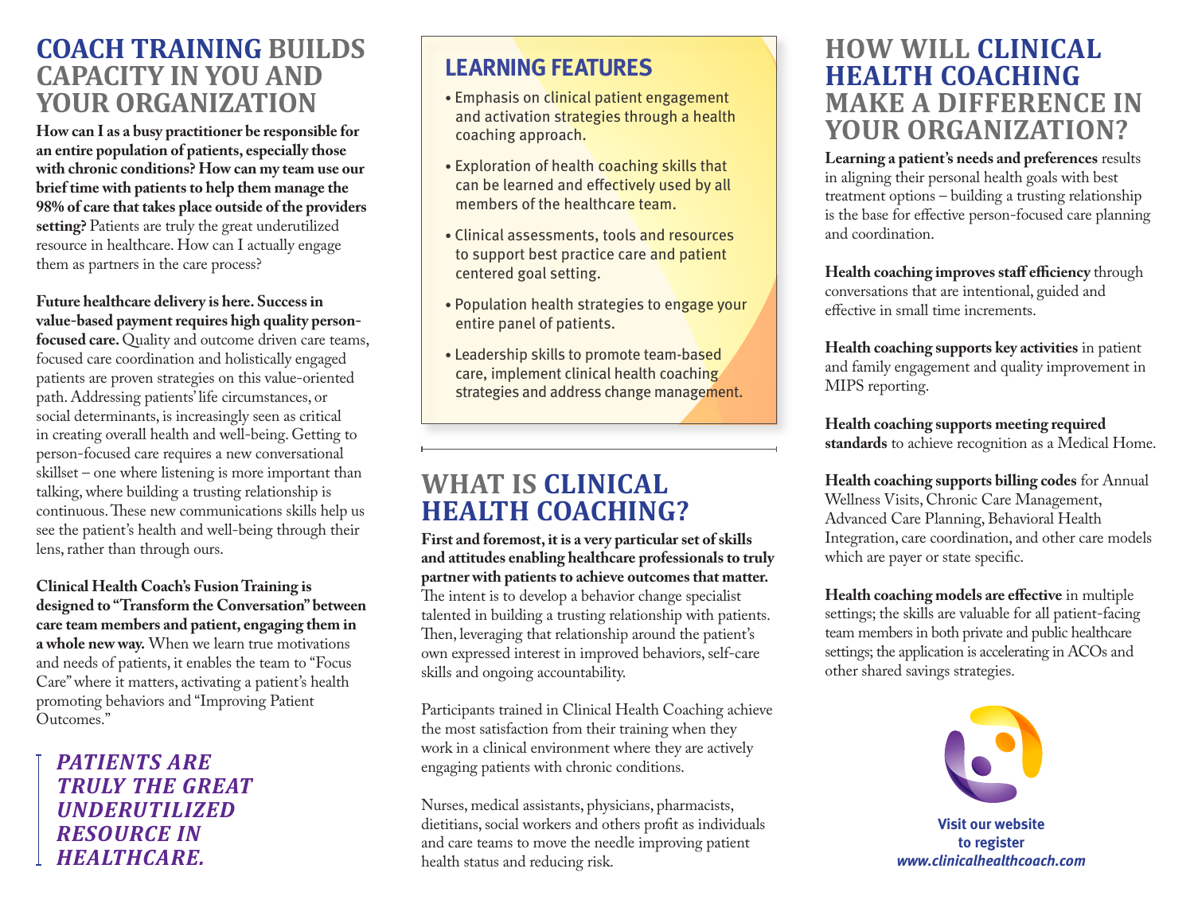## COACH TRAINING BUILDS CAPACITY IN YOU AND YOUR ORGANIZATION

**How can I as a busy practitioner be responsible for an entire population of patients, especially those with chronic conditions? How can my team use our brief time with patients to help them manage the 98% of care that takes place outside of the providers setting?** Patients are truly the great underutilized resource in healthcare. How can I actually engage them as partners in the care process?

**Future healthcare delivery is here. Success in value-based payment requires high quality person-focused care.** Quality and outcome driven care teams, focused care coordination and holistically engaged patients are proven strategies on this value-oriented path. Addressing patients' life circumstances, or social determinants, is increasingly seen as critical in creating overall health and well-being. Getting to person-focused care requires a new conversational skillset – one where listening is more important than talking, where building a trusting relationship is continuous. These new communications skills help us see the patient's health and well-being through their lens, rather than through ours.

**Clinical Health Coach's Fusion Training is designed to "Transform the Conversation" between care team members and patient, engaging them in a whole new way.** When we learn true motivations and needs of patients, it enables the team to "Focus Care" where it matters, activating a patient's health promoting behaviors and "Improving Patient Outcomes."

*PATIENTS ARE TRULY THE GREAT UNDERUTILIZED RESOURCE IN HEALTHCARE.*

## LEARNING FEATURES

- Emphasis on clinical patient engagement and activation strategies through a health coaching approach.
- Exploration of health coaching skills that can be learned and effectively used by all members of the healthcare team.
- Clinical assessments, tools and resources to support best practice care and patient centered goal setting.
- Population health strategies to engage your entire panel of patients.
- Leadership skills to promote team-based care, implement clinical health coaching strategies and address change management.

## WHAT IS CLINICAL HEALTH COACHING?

**First and foremost, it is a very particular set of skills and attitudes enabling healthcare professionals to truly partner with patients to achieve outcomes that matter.** The intent is to develop a behavior change specialist talented in building a trusting relationship with patients. Then, leveraging that relationship around the patient's own expressed interest in improved behaviors, self-care skills and ongoing accountability.

Participants trained in Clinical Health Coaching achieve the most satisfaction from their training when they work in a clinical environment where they are actively engaging patients with chronic conditions.

Nurses, medical assistants, physicians, pharmacists, dietitians, social workers and others profit as individuals and care teams to move the needle improving patient health status and reducing risk.

## HOW WILL CLINICAL HEALTH COACHING MAKE A DIFFERENCE IN YOUR ORGANIZATION?

**Learning a patient's needs and preferences** results in aligning their personal health goals with best treatment options – building a trusting relationship is the base for effective person-focused care planning and coordination.

**Health coaching improves staff efficiency** through conversations that are intentional, guided and effective in small time increments.

**Health coaching supports key activities** in patient and family engagement and quality improvement in MIPS reporting.

**Health coaching supports meeting required standards** to achieve recognition as a Medical Home.

**Health coaching supports billing codes** for Annual Wellness Visits, Chronic Care Management, Advanced Care Planning, Behavioral Health Integration, care coordination, and other care models which are payer or state specific.

**Health coaching models are effective** in multiple settings; the skills are valuable for all patient-facing team members in both private and public healthcare settings; the application is accelerating in ACOs and other shared savings strategies.

**Visit our website to register**
***www.clinicalhealthcoach.com***